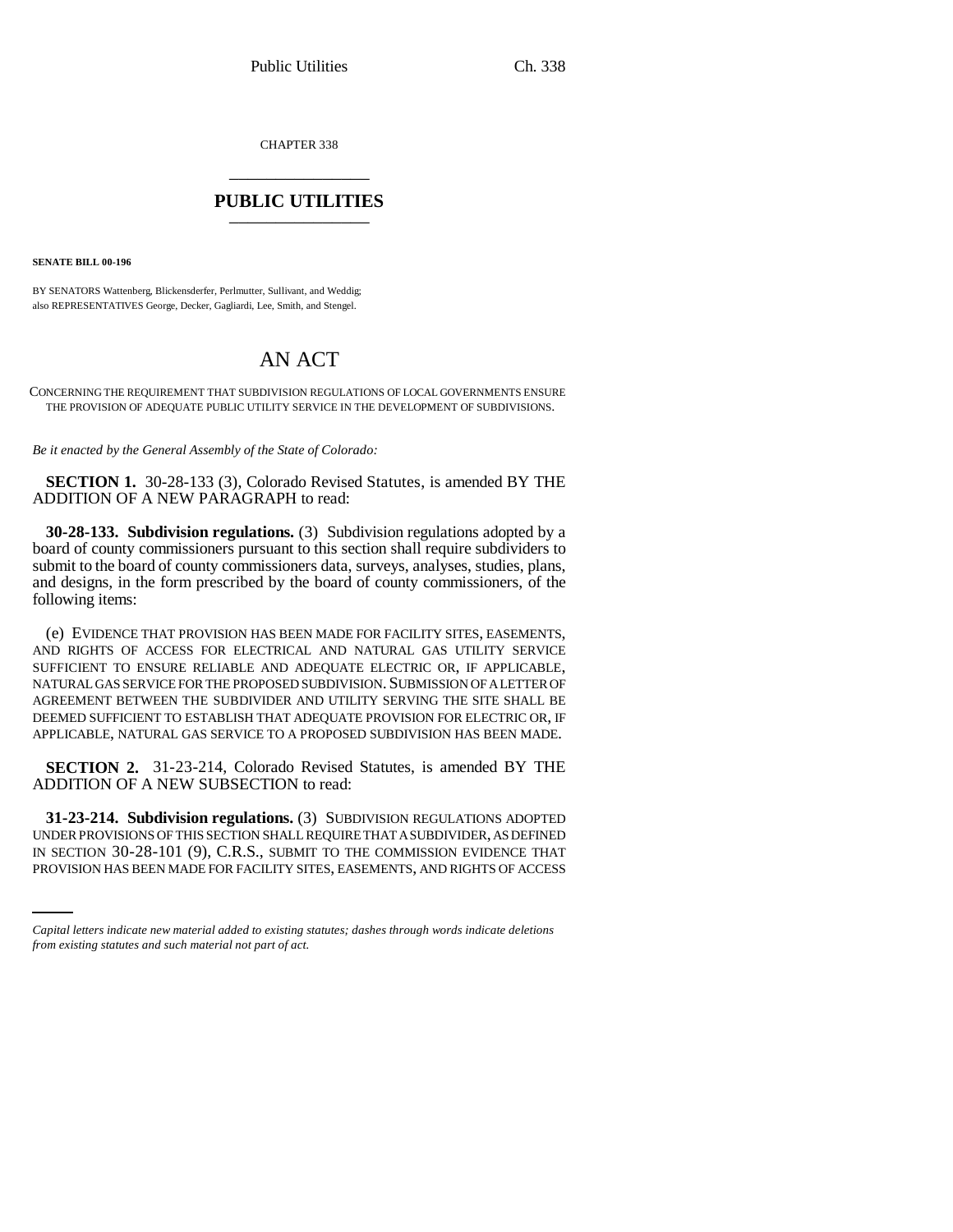CHAPTER 338

# PUBLIC UTILITIES

**SENATE BILL 00-196**

BY SENATORS Wattenberg, Blickensderfer, Perlmutter, Sullivant, and Weddig;
also REPRESENTATIVES George, Decker, Gagliardi, Lee, Smith, and Stengel.

# AN ACT

CONCERNING THE REQUIREMENT THAT SUBDIVISION REGULATIONS OF LOCAL GOVERNMENTS ENSURE THE PROVISION OF ADEQUATE PUBLIC UTILITY SERVICE IN THE DEVELOPMENT OF SUBDIVISIONS.

*Be it enacted by the General Assembly of the State of Colorado:*

**SECTION 1.** 30-28-133 (3), Colorado Revised Statutes, is amended BY THE ADDITION OF A NEW PARAGRAPH to read:

**30-28-133. Subdivision regulations.** (3) Subdivision regulations adopted by a board of county commissioners pursuant to this section shall require subdividers to submit to the board of county commissioners data, surveys, analyses, studies, plans, and designs, in the form prescribed by the board of county commissioners, of the following items:

(e) EVIDENCE THAT PROVISION HAS BEEN MADE FOR FACILITY SITES, EASEMENTS, AND RIGHTS OF ACCESS FOR ELECTRICAL AND NATURAL GAS UTILITY SERVICE SUFFICIENT TO ENSURE RELIABLE AND ADEQUATE ELECTRIC OR, IF APPLICABLE, NATURAL GAS SERVICE FOR THE PROPOSED SUBDIVISION. SUBMISSION OF A LETTER OF AGREEMENT BETWEEN THE SUBDIVIDER AND UTILITY SERVING THE SITE SHALL BE DEEMED SUFFICIENT TO ESTABLISH THAT ADEQUATE PROVISION FOR ELECTRIC OR, IF APPLICABLE, NATURAL GAS SERVICE TO A PROPOSED SUBDIVISION HAS BEEN MADE.

**SECTION 2.** 31-23-214, Colorado Revised Statutes, is amended BY THE ADDITION OF A NEW SUBSECTION to read:

**31-23-214. Subdivision regulations.** (3) SUBDIVISION REGULATIONS ADOPTED UNDER PROVISIONS OF THIS SECTION SHALL REQUIRE THAT A SUBDIVIDER, AS DEFINED IN SECTION 30-28-101 (9), C.R.S., SUBMIT TO THE COMMISSION EVIDENCE THAT PROVISION HAS BEEN MADE FOR FACILITY SITES, EASEMENTS, AND RIGHTS OF ACCESS

*Capital letters indicate new material added to existing statutes; dashes through words indicate deletions from existing statutes and such material not part of act.*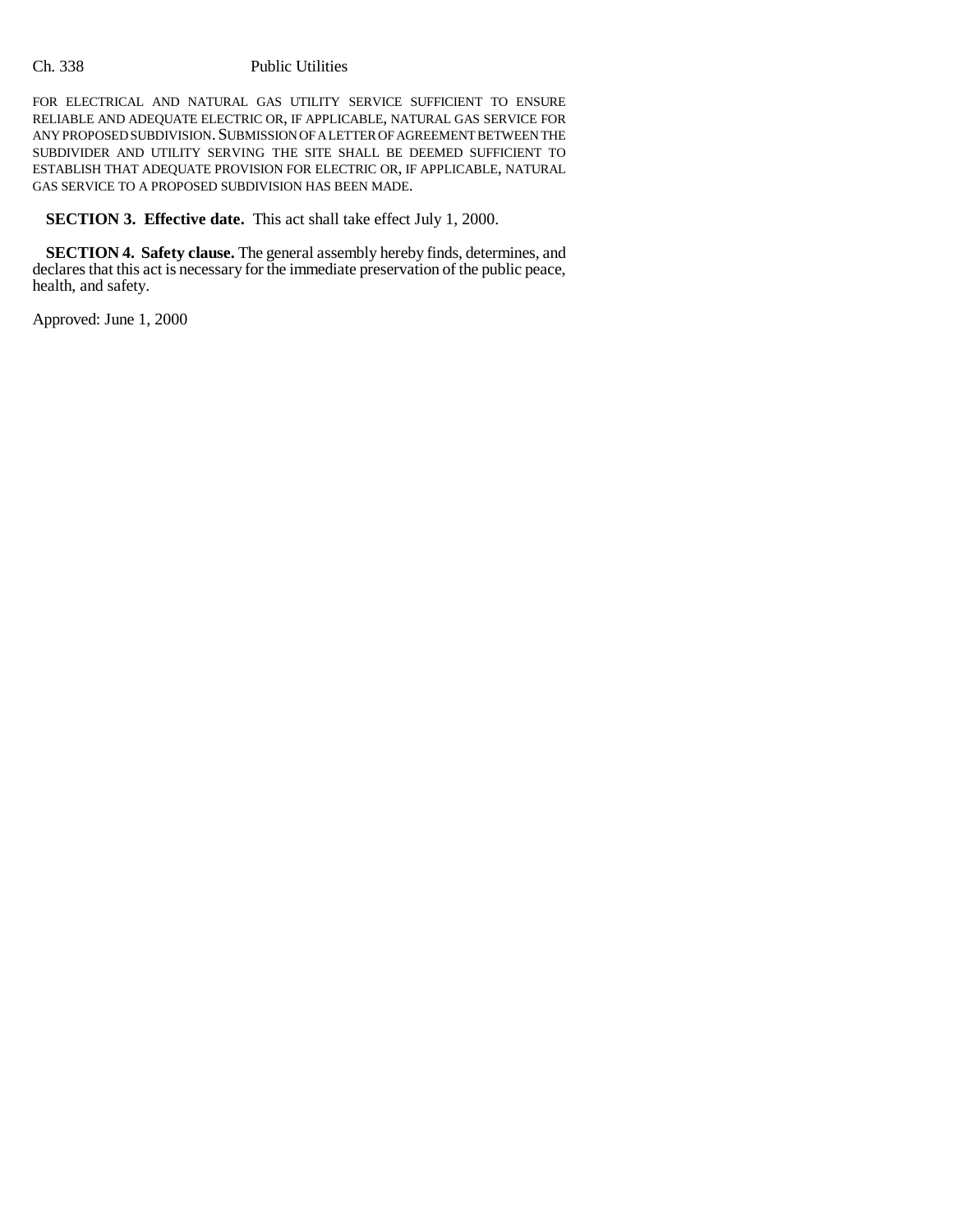FOR ELECTRICAL AND NATURAL GAS UTILITY SERVICE SUFFICIENT TO ENSURE RELIABLE AND ADEQUATE ELECTRIC OR, IF APPLICABLE, NATURAL GAS SERVICE FOR ANY PROPOSED SUBDIVISION. SUBMISSION OF A LETTER OF AGREEMENT BETWEEN THE SUBDIVIDER AND UTILITY SERVING THE SITE SHALL BE DEEMED SUFFICIENT TO ESTABLISH THAT ADEQUATE PROVISION FOR ELECTRIC OR, IF APPLICABLE, NATURAL GAS SERVICE TO A PROPOSED SUBDIVISION HAS BEEN MADE.

**SECTION 3. Effective date.** This act shall take effect July 1, 2000.

**SECTION 4. Safety clause.** The general assembly hereby finds, determines, and declares that this act is necessary for the immediate preservation of the public peace, health, and safety.

Approved: June 1, 2000